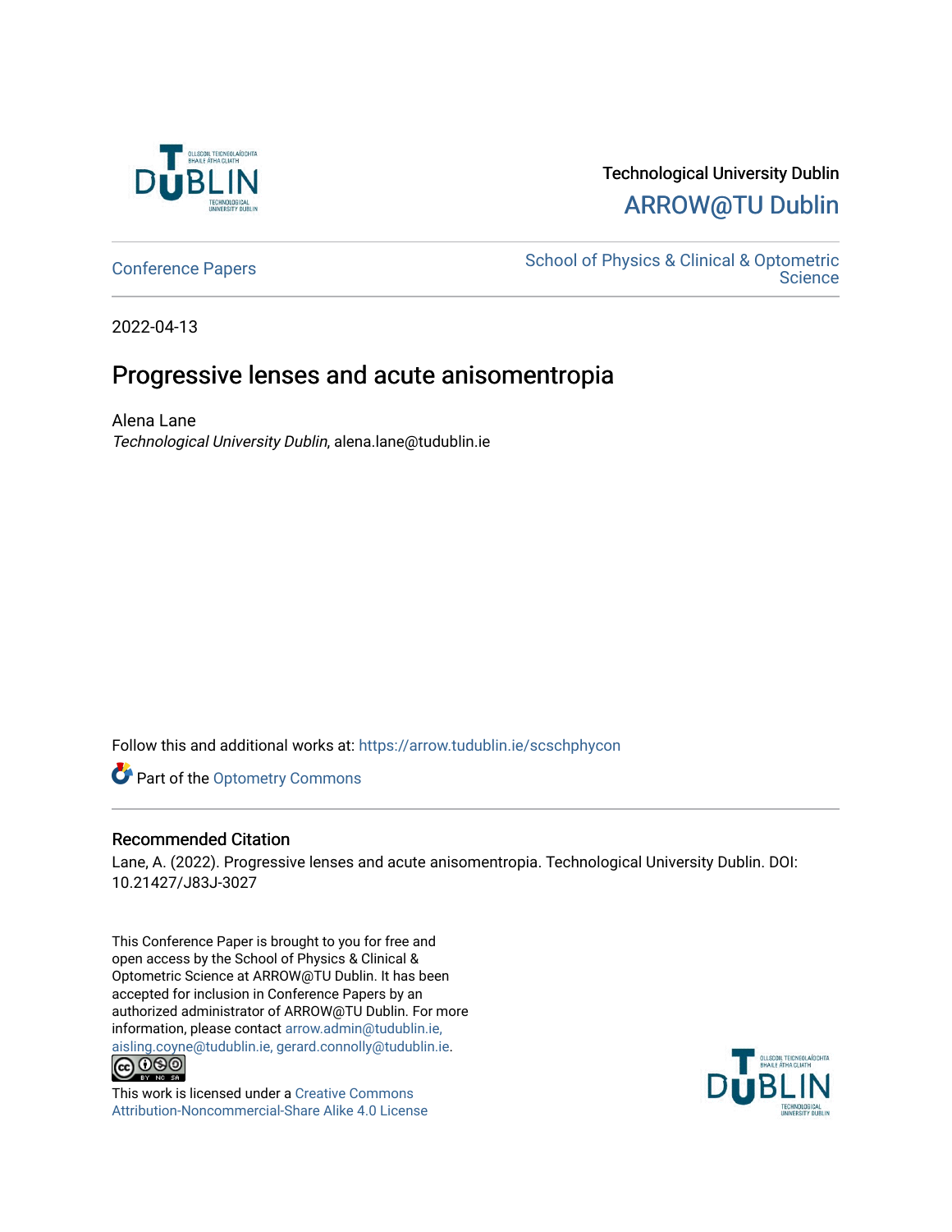Technological University Dublin

ARROW@TU Dublin

Conference Papers

School of Physics & Clinical & Optometric Science

2022-04-13

# Progressive lenses and acute anisomentropia

Alena Lane

*Technological University Dublin*, alena.lane@tudublin.ie

Follow this and additional works at: https://arrow.tudublin.ie/scschphycon

Part of the Optometry Commons

## Recommended Citation

Lane, A. (2022). Progressive lenses and acute anisomentropia. Technological University Dublin. DOI: 10.21427/J83J-3027

This Conference Paper is brought to you for free and open access by the School of Physics & Clinical & Optometric Science at ARROW@TU Dublin. It has been accepted for inclusion in Conference Papers by an authorized administrator of ARROW@TU Dublin. For more information, please contact arrow.admin@tudublin.ie, aisling.coyne@tudublin.ie, gerard.connolly@tudublin.ie.

This work is licensed under a Creative Commons Attribution-Noncommercial-Share Alike 4.0 License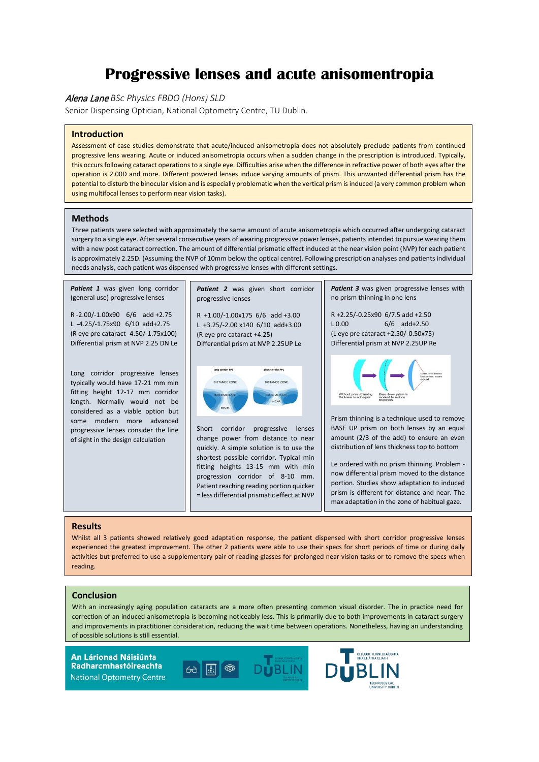# Progressive lenses and acute anisomentropia

*Alena Lane* BSc Physics FBDO (Hons) SLD

Senior Dispensing Optician, National Optometry Centre, TU Dublin.

## Introduction

Assessment of case studies demonstrate that acute/induced anisometropia does not absolutely preclude patients from continued progressive lens wearing. Acute or induced anisometropia occurs when a sudden change in the prescription is introduced. Typically, this occurs following cataract operations to a single eye. Difficulties arise when the difference in refractive power of both eyes after the operation is 2.00D and more. Different powered lenses induce varying amounts of prism. This unwanted differential prism has the potential to disturb the binocular vision and is especially problematic when the vertical prism is induced (a very common problem when using multifocal lenses to perform near vision tasks).

## Methods

Three patients were selected with approximately the same amount of acute anisometropia which occurred after undergoing cataract surgery to a single eye. After several consecutive years of wearing progressive power lenses, patients intended to pursue wearing them with a new post cataract correction. The amount of differential prismatic effect induced at the near vision point (NVP) for each patient is approximately 2.25D. (Assuming the NVP of 10mm below the optical centre). Following prescription analyses and patients individual needs analysis, each patient was dispensed with progressive lenses with different settings.

***Patient 1*** was given long corridor (general use) progressive lenses

R -2.00/-1.00x90 6/6 add +2.75
L -4.25/-1.75x90 6/10 add+2.75
(R eye pre cataract -4.50/-1.75x100)
Differential prism at NVP 2.25 DN Le

Long corridor progressive lenses typically would have 17-21 mm min fitting height 12-17 mm corridor length. Normally would not be considered as a viable option but some modern more advanced progressive lenses consider the line of sight in the design calculation

***Patient 2*** was given short corridor progressive lenses

R +1.00/-1.00x175 6/6 add +3.00
L +3.25/-2.00 x140 6/10 add+3.00
(R eye pre cataract +4.25)
Differential prism at NVP 2.25UP Le

Long corridor PPL
DISTANCE ZONE
INTERMEDIATE
NEAR

Short corridor PPL
DISTANCE ZONE
INTERMEDIATE
NEAR

Short corridor progressive lenses change power from distance to near quickly. A simple solution is to use the shortest possible corridor. Typical min fitting heights 13-15 mm with min progression corridor of 8-10 mm. Patient reaching reading portion quicker = less differential prismatic effect at NVP

***Patient 3*** was given progressive lenses with no prism thinning in one lens

R +2.25/-0.25x90 6/7.5 add +2.50
L 0.00 6/6 add+2.50
(L eye pre cataract +2.50/-0.50x75)
Differential prism at NVP 2.25UP Re

Without prism thinning thickness is not equal
Base down prism is worked to reduce thickness
Lens thickness becomes more equal

Prism thinning is a technique used to remove BASE UP prism on both lenses by an equal amount (2/3 of the add) to ensure an even distribution of lens thickness top to bottom

Le ordered with no prism thinning. Problem - now differential prism moved to the distance portion. Studies show adaptation to induced prism is different for distance and near. The max adaptation in the zone of habitual gaze.

## Results

Whilst all 3 patients showed relatively good adaptation response, the patient dispensed with short corridor progressive lenses experienced the greatest improvement. The other 2 patients were able to use their specs for short periods of time or during daily activities but preferred to use a supplementary pair of reading glasses for prolonged near vision tasks or to remove the specs when reading.

## Conclusion

With an increasingly aging population cataracts are a more often presenting common visual disorder. The in practice need for correction of an induced anisometropia is becoming noticeably less. This is primarily due to both improvements in cataract surgery and improvements in practitioner consideration, reducing the wait time between operations. Nonetheless, having an understanding of possible solutions is still essential.

An Lárionad Náisiúnta Radharcmhastóireachta
National Optometry Centre

Ollscoil Teicneolaíochta Bhaile Átha Cliath
DUBLIN
Technological University Dublin